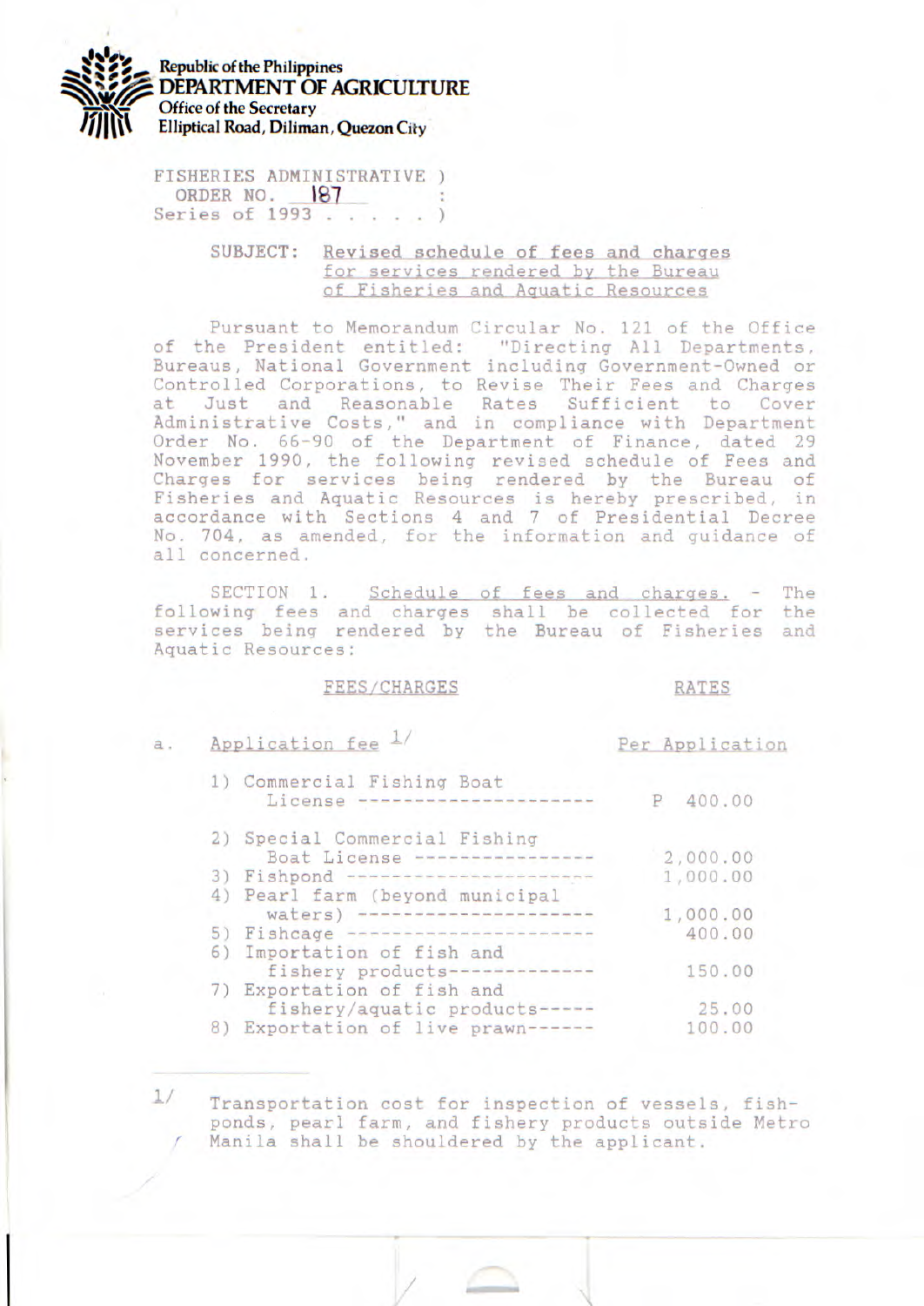Republic of the Philippines
**DEPARTMENT OF AGRICULTURE**
Office of the Secretary
Elliptical Road, Diliman, Quezon City

FISHERIES ADMINISTRATIVE )
ORDER NO. 187 :
Series of 1993 . . . . . )

SUBJECT: Revised schedule of fees and charges for services rendered by the Bureau of Fisheries and Aquatic Resources

Pursuant to Memorandum Circular No. 121 of the Office of the President entitled: "Directing All Departments, Bureaus, National Government including Government-Owned or Controlled Corporations, to Revise Their Fees and Charges at Just and Reasonable Rates Sufficient to Cover Administrative Costs," and in compliance with Department Order No. 66-90 of the Department of Finance, dated 29 November 1990, the following revised schedule of Fees and Charges for services being rendered by the Bureau of Fisheries and Aquatic Resources is hereby prescribed, in accordance with Sections 4 and 7 of Presidential Decree No. 704, as amended, for the information and guidance of all concerned.

SECTION 1. Schedule of fees and charges. - The following fees and charges shall be collected for the services being rendered by the Bureau of Fisheries and Aquatic Resources:

| FEES/CHARGES | RATES |
|---|---|
| a. Application fee [1/] | Per Application |
| 1) Commercial Fishing Boat License --------------------- | P 400.00 |
| 2) Special Commercial Fishing Boat License ---------------- | 2,000.00 |
| 3) Fishpond ---------------------- | 1,000.00 |
| 4) Pearl farm (beyond municipal waters) -------------------- | 1,000.00 |
| 5) Fishcage ---------------------- | 400.00 |
| 6) Importation of fish and fishery products------------- | 150.00 |
| 7) Exportation of fish and fishery/aquatic products----- | 25.00 |
| 8) Exportation of live prawn------ | 100.00 |

1/ Transportation cost for inspection of vessels, fishponds, pearl farm, and fishery products outside Metro Manila shall be shouldered by the applicant.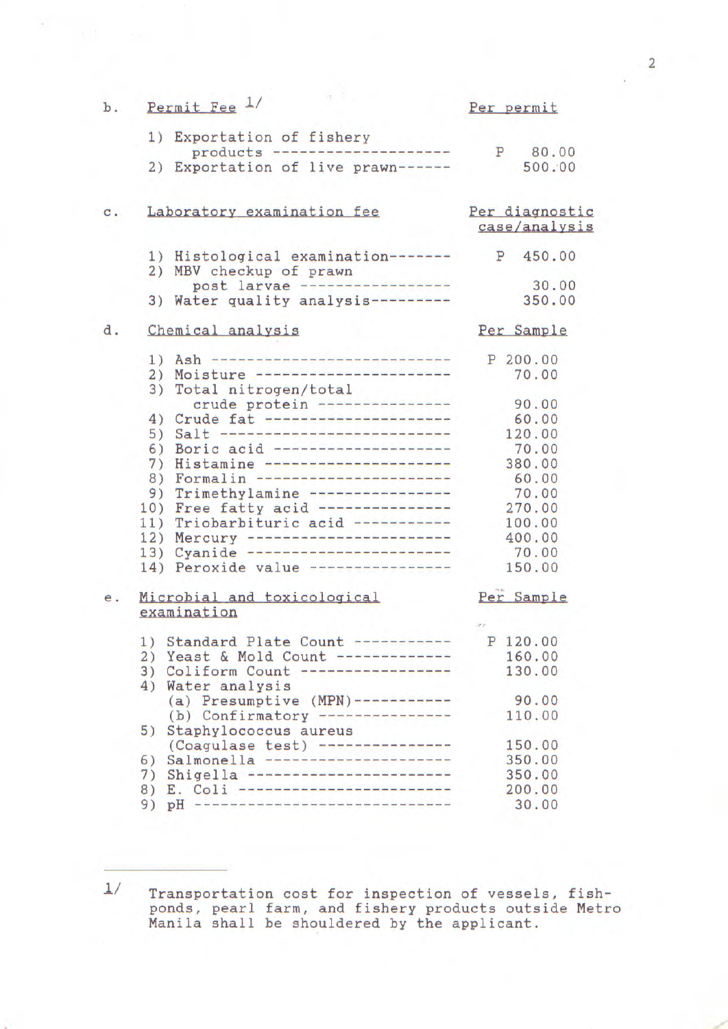b. Permit Fee [1/]

| | Per permit |
|---|---|
| 1) Exportation of fishery products | P 80.00 |
| 2) Exportation of live prawn | 500.00 |

c. Laboratory examination fee

| | Per diagnostic case/analysis |
|---|---|
| 1) Histological examination | P 450.00 |
| 2) MBV checkup of prawn post larvae | 30.00 |
| 3) Water quality analysis | 350.00 |

d. Chemical analysis

| | Per Sample |
|---|---|
| 1) Ash | P 200.00 |
| 2) Moisture | 70.00 |
| 3) Total nitrogen/total crude protein | 90.00 |
| 4) Crude fat | 60.00 |
| 5) Salt | 120.00 |
| 6) Boric acid | 70.00 |
| 7) Histamine | 380.00 |
| 8) Formalin | 60.00 |
| 9) Trimethylamine | 70.00 |
| 10) Free fatty acid | 270.00 |
| 11) Triobarbituric acid | 100.00 |
| 12) Mercury | 400.00 |
| 13) Cyanide | 70.00 |
| 14) Peroxide value | 150.00 |

e. Microbial and toxicological examination

| | Per Sample |
|---|---|
| 1) Standard Plate Count | P 120.00 |
| 2) Yeast & Mold Count | 160.00 |
| 3) Coliform Count | 130.00 |
| 4) Water analysis | |
| (a) Presumptive (MPN) | 90.00 |
| (b) Confirmatory | 110.00 |
| 5) Staphylococcus aureus (Coagulase test) | 150.00 |
| 6) Salmonella | 350.00 |
| 7) Shigella | 350.00 |
| 8) E. Coli | 200.00 |
| 9) pH | 30.00 |

---

[1/] Transportation cost for inspection of vessels, fishponds, pearl farm, and fishery products outside Metro Manila shall be shouldered by the applicant.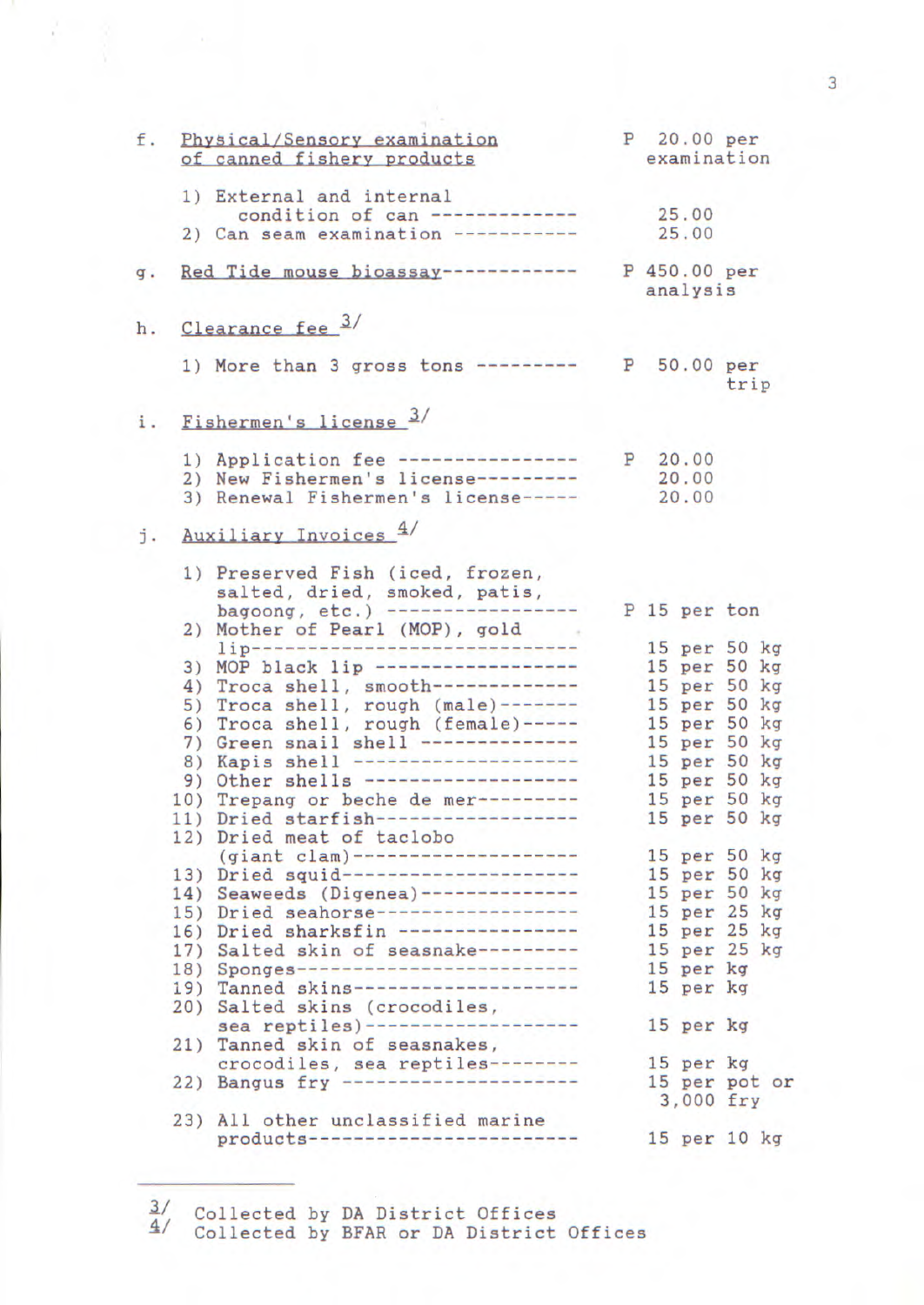f. Physical/Sensory examination of canned fishery products — P 20.00 per examination

1) External and internal condition of can ------------- 25.00
2) Can seam examination ----------- 25.00

g. Red Tide mouse bioassay------------ P 450.00 per analysis

h. Clearance fee [3/]

1) More than 3 gross tons --------- P 50.00 per trip

i. Fishermen's license [3/]

1) Application fee ---------------- P 20.00
2) New Fishermen's license--------- 20.00
3) Renewal Fishermen's license----- 20.00

j. Auxiliary Invoices [4/]

1) Preserved Fish (iced, frozen, salted, dried, smoked, patis, bagoong, etc.) ----------------- P 15 per ton
2) Mother of Pearl (MOP), gold lip----------------------------- 15 per 50 kg
3) MOP black lip ------------------ 15 per 50 kg
4) Troca shell, smooth------------- 15 per 50 kg
5) Troca shell, rough (male)------- 15 per 50 kg
6) Troca shell, rough (female)----- 15 per 50 kg
7) Green snail shell -------------- 15 per 50 kg
8) Kapis shell -------------------- 15 per 50 kg
9) Other shells ------------------- 15 per 50 kg
10) Trepang or beche de mer--------- 15 per 50 kg
11) Dried starfish------------------ 15 per 50 kg
12) Dried meat of taclobo (giant clam)-------------------- 15 per 50 kg
13) Dried squid--------------------- 15 per 50 kg
14) Seaweeds (Digenea)-------------- 15 per 50 kg
15) Dried seahorse------------------ 15 per 25 kg
16) Dried sharksfin ---------------- 15 per 25 kg
17) Salted skin of seasnake--------- 15 per 25 kg
18) Sponges------------------------- 15 per kg
19) Tanned skins-------------------- 15 per kg
20) Salted skins (crocodiles, sea reptiles)------------------- 15 per kg
21) Tanned skin of seasnakes, crocodiles, sea reptiles-------- 15 per kg
22) Bangus fry --------------------- 15 per pot or 3,000 fry
23) All other unclassified marine products------------------------ 15 per 10 kg

---

[3/] Collected by DA District Offices
[4/] Collected by BFAR or DA District Offices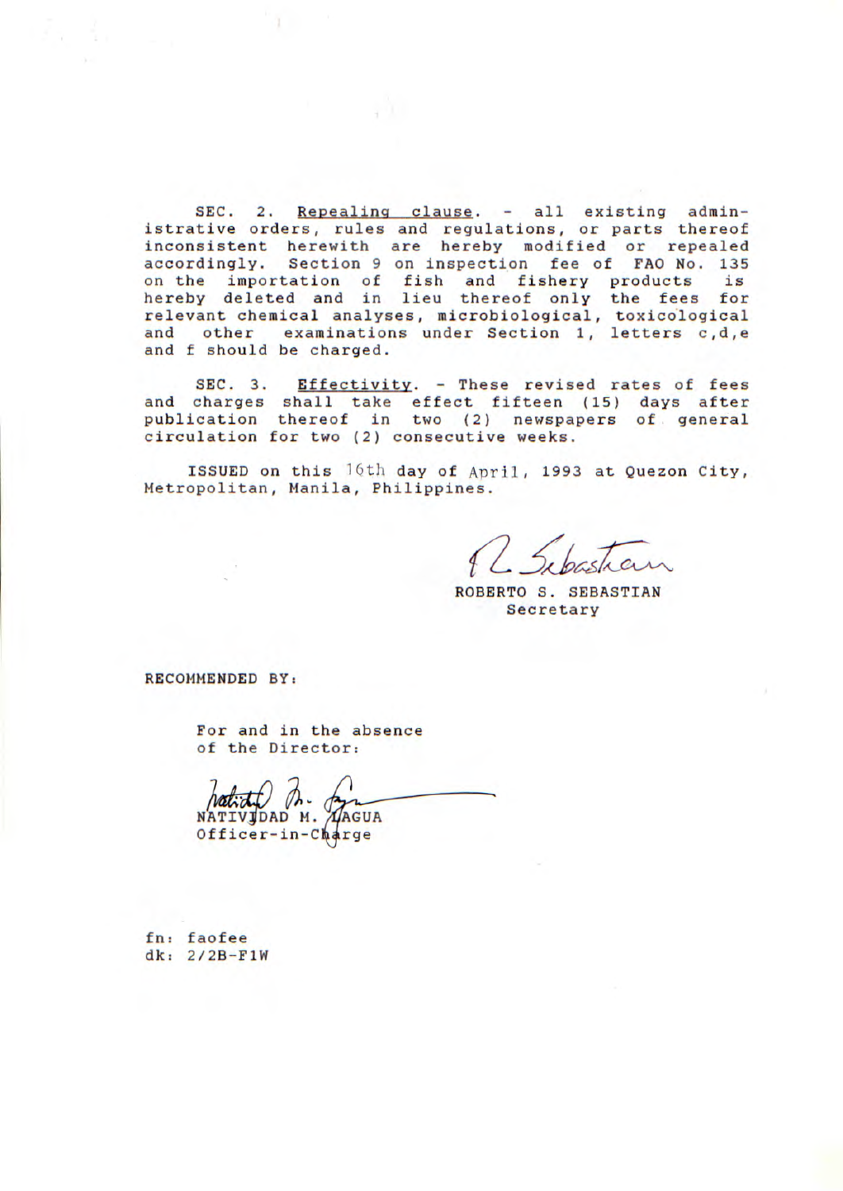SEC. 2. Repealing clause. - all existing administrative orders, rules and regulations, or parts thereof inconsistent herewith are hereby modified or repealed accordingly. Section 9 on inspection fee of FAO No. 135 on the importation of fish and fishery products is hereby deleted and in lieu thereof only the fees for relevant chemical analyses, microbiological, toxicological and other examinations under Section 1, letters c,d,e and f should be charged.

SEC. 3. Effectivity. - These revised rates of fees and charges shall take effect fifteen (15) days after publication thereof in two (2) newspapers of general circulation for two (2) consecutive weeks.

ISSUED on this 16th day of April, 1993 at Quezon City, Metropolitan, Manila, Philippines.

ROBERTO S. SEBASTIAN
Secretary

RECOMMENDED BY:

For and in the absence of the Director:

NATIVIDAD M. LAGUA
Officer-in-Charge

fn: faofee
dk: 2/2B-F1W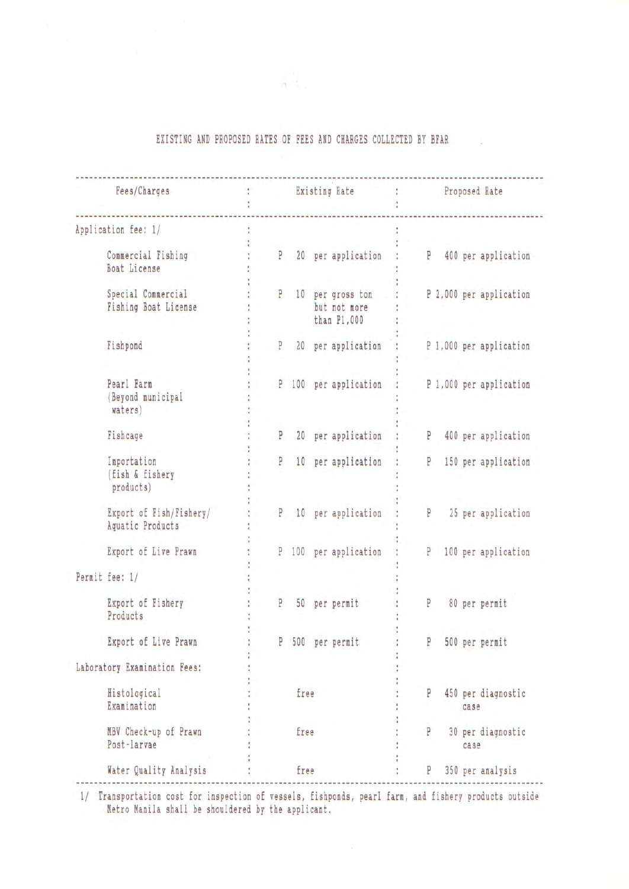# EXISTING AND PROPOSED RATES OF FEES AND CHARGES COLLECTED BY BFAR

| Fees/Charges | Existing Rate | Proposed Rate |
|---|---|---|
| Application fee: 1/ | | |
| Commercial Fishing Boat License | P 20 per application | P 400 per application |
| Special Commercial Fishing Boat License | P 10 per gross ton but not more than P1,000 | P 2,000 per application |
| Fishpond | P 20 per application | P 1,000 per application |
| Pearl Farm (Beyond municipal waters) | P 100 per application | P 1,000 per application |
| Fishcage | P 20 per application | P 400 per application |
| Importation (fish & fishery products) | P 10 per application | P 150 per application |
| Export of Fish/Fishery/ Aquatic Products | P 10 per application | P 25 per application |
| Export of Live Prawn | P 100 per application | P 100 per application |
| Permit fee: 1/ | | |
| Export of Fishery Products | P 50 per permit | P 80 per permit |
| Export of Live Prawn | P 500 per permit | P 500 per permit |
| Laboratory Examination Fees: | | |
| Histological Examination | free | P 450 per diagnostic case |
| MBV Check-up of Prawn Post-larvae | free | P 30 per diagnostic case |
| Water Quality Analysis | free | P 350 per analysis |

1/ Transportation cost for inspection of vessels, fishponds, pearl farm, and fishery products outside Metro Manila shall be shouldered by the applicant.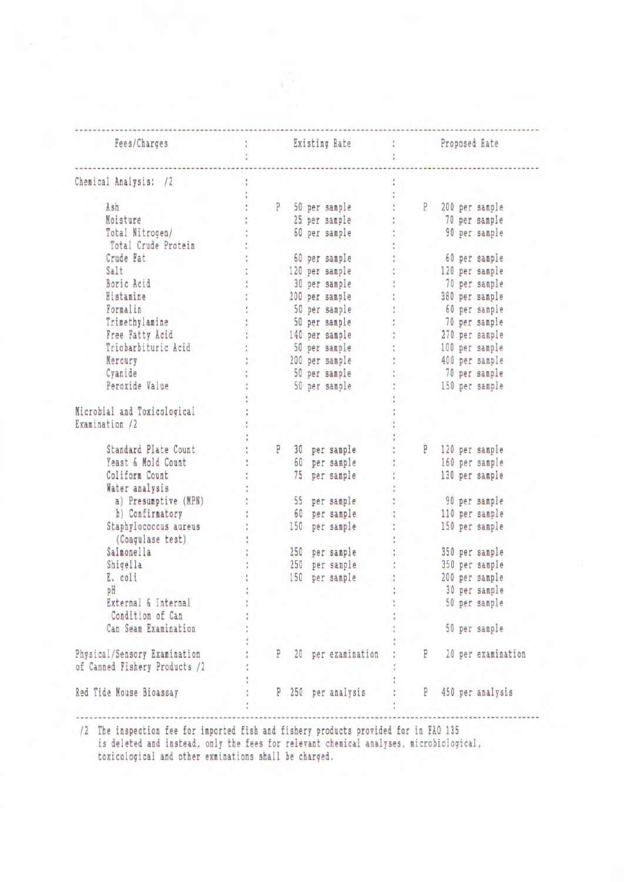| Fees/Charges | Existing Rate | Proposed Rate |
|---|---|---|
| Chemical Analysis: /2 | | |
| Ash | P 50 per sample | P 200 per sample |
| Moisture | 25 per sample | 70 per sample |
| Total Nitrogen/ Total Crude Protein | 60 per sample | 90 per sample |
| Crude Fat | 60 per sample | 60 per sample |
| Salt | 120 per sample | 120 per sample |
| Boric Acid | 30 per sample | 70 per sample |
| Histamine | 200 per sample | 380 per sample |
| Formalin | 50 per sample | 60 per sample |
| Trimethylamine | 50 per sample | 70 per sample |
| Free Fatty Acid | 140 per sample | 270 per sample |
| Triobarbituric Acid | 50 per sample | 100 per sample |
| Mercury | 200 per sample | 400 per sample |
| Cyanide | 50 per sample | 70 per sample |
| Peroxide Value | 50 per sample | 150 per sample |
| Microbial and Toxicological Examination /2 | | |
| Standard Plate Count | P 30 per sample | P 120 per sample |
| Yeast & Mold Count | 60 per sample | 160 per sample |
| Coliform Count | 75 per sample | 130 per sample |
| Water analysis | | |
| a) Presumptive (MPN) | 55 per sample | 90 per sample |
| b) Confirmatory | 60 per sample | 110 per sample |
| Staphylococcus aureus (Coagulase test) | 150 per sample | 150 per sample |
| Salmonella | 250 per sample | 350 per sample |
| Shigella | 250 per sample | 350 per sample |
| E. coli | 150 per sample | 200 per sample |
| pH | | 30 per sample |
| External & Internal Condition of Can | | 50 per sample |
| Can Seam Examination | | 50 per sample |
| Physical/Sensory Examination of Canned Fishery Products /2 | P 20 per examination | P 20 per examination |
| Red Tide Mouse Bioassay | P 250 per analysis | P 450 per analysis |

/2 The inspection fee for imported fish and fishery products provided for in FAO 135 is deleted and instead, only the fees for relevant chemical analyses, microbiological, toxicological and other examinations shall be charged.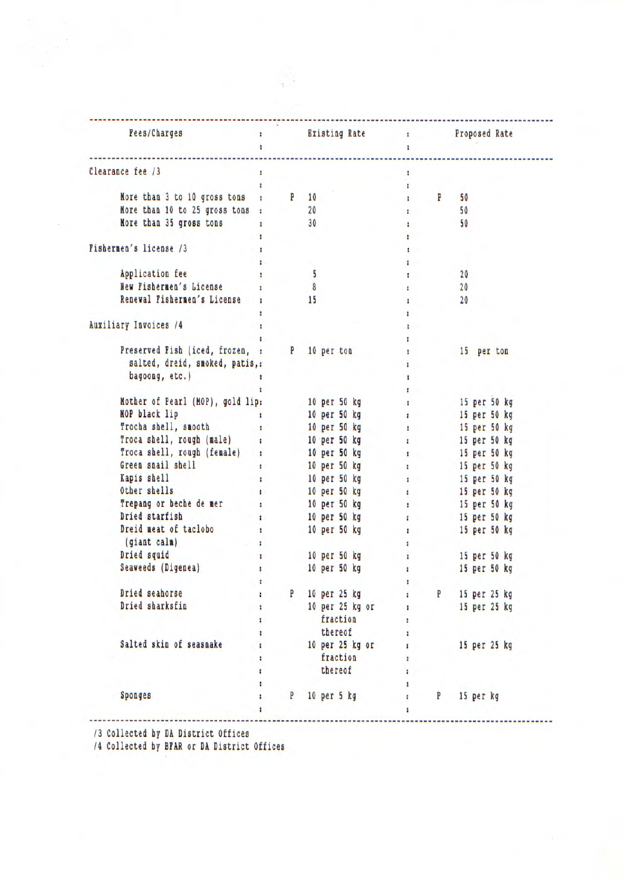| Fees/Charges | Existing Rate | Proposed Rate |
|---|---|---|
| Clearance fee /3 | | |
| More than 3 to 10 gross tons | P 10 | P 50 |
| More than 10 to 25 gross tons | 20 | 50 |
| More than 35 gross tons | 30 | 50 |
| Fishermen's license /3 | | |
| Application fee | 5 | 20 |
| New Fishermen's License | 8 | 20 |
| Renewal Fishermen's License | 15 | 20 |
| Auxiliary Invoices /4 | | |
| Preserved Fish (iced, frozen, salted, dreid, smoked, patis, bagoong, etc.) | P 10 per ton | 15 per ton |
| Mother of Pearl (MOP), gold lip | 10 per 50 kg | 15 per 50 kg |
| MOP black lip | 10 per 50 kg | 15 per 50 kg |
| Trocha shell, smooth | 10 per 50 kg | 15 per 50 kg |
| Troca shell, rough (male) | 10 per 50 kg | 15 per 50 kg |
| Troca shell, rough (female) | 10 per 50 kg | 15 per 50 kg |
| Green snail shell | 10 per 50 kg | 15 per 50 kg |
| Kapis shell | 10 per 50 kg | 15 per 50 kg |
| Other shells | 10 per 50 kg | 15 per 50 kg |
| Trepang or beche de mer | 10 per 50 kg | 15 per 50 kg |
| Dried starfish | 10 per 50 kg | 15 per 50 kg |
| Dreid meat of taclobo (giant calm) | 10 per 50 kg | 15 per 50 kg |
| Dried squid | 10 per 50 kg | 15 per 50 kg |
| Seaweeds (Digenea) | 10 per 50 kg | 15 per 50 kg |
| Dried seahorse | P 10 per 25 kg | P 15 per 25 kg |
| Dried sharksfin | 10 per 25 kg or fraction thereof | 15 per 25 kg |
| Salted skin of seasnake | 10 per 25 kg or fraction thereof | 15 per 25 kg |
| Sponges | P 10 per 5 kg | P 15 per kg |

/3 Collected by DA District Offices
/4 Collected by BFAR or DA District Offices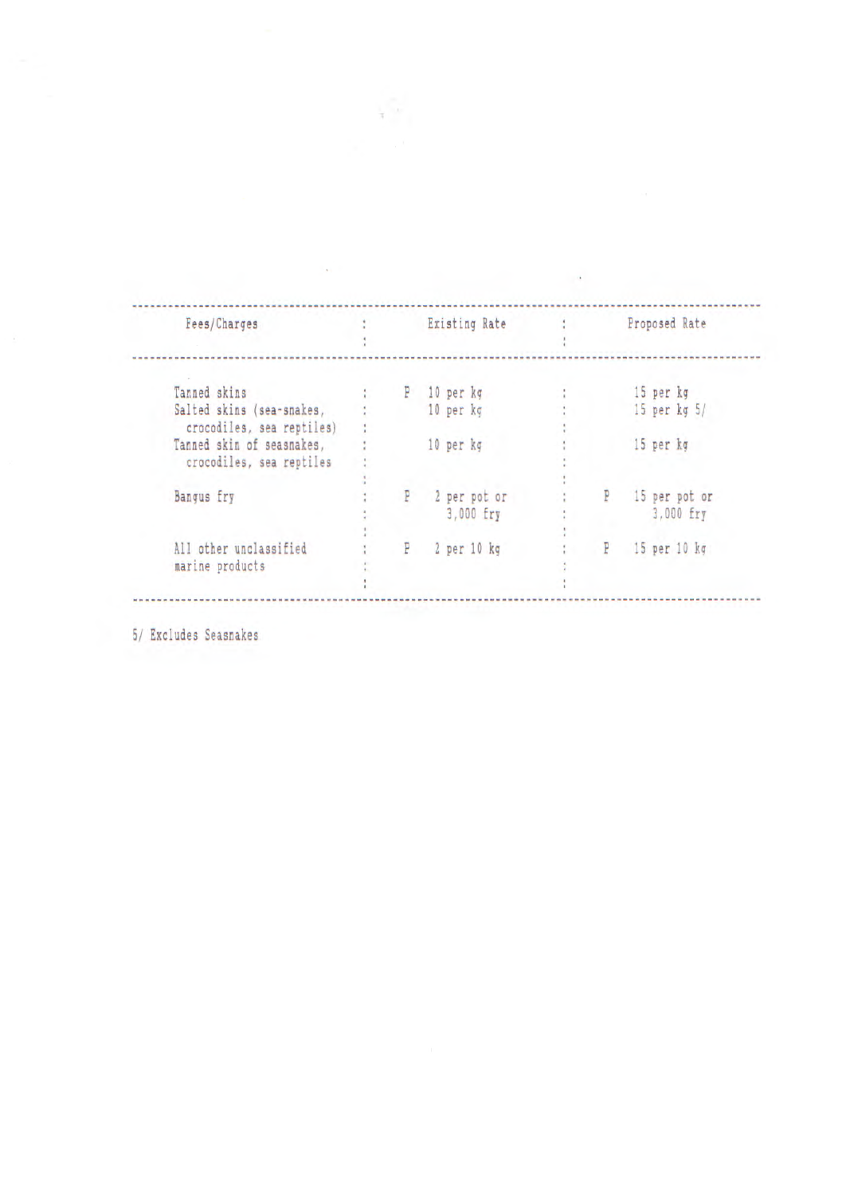| Fees/Charges | Existing Rate | Proposed Rate |
|---|---|---|
| Tanned skins | P 10 per kg | 15 per kg |
| Salted skins (sea-snakes, crocodiles, sea reptiles) | 10 per kg | 15 per kg 5/ |
| Tanned skin of seasnakes, crocodiles, sea reptiles | 10 per kg | 15 per kg |
| Bangus fry | P 2 per pot or 3,000 fry | P 15 per pot or 3,000 fry |
| All other unclassified marine products | P 2 per 10 kg | P 15 per 10 kg |

5/ Excludes Seasnakes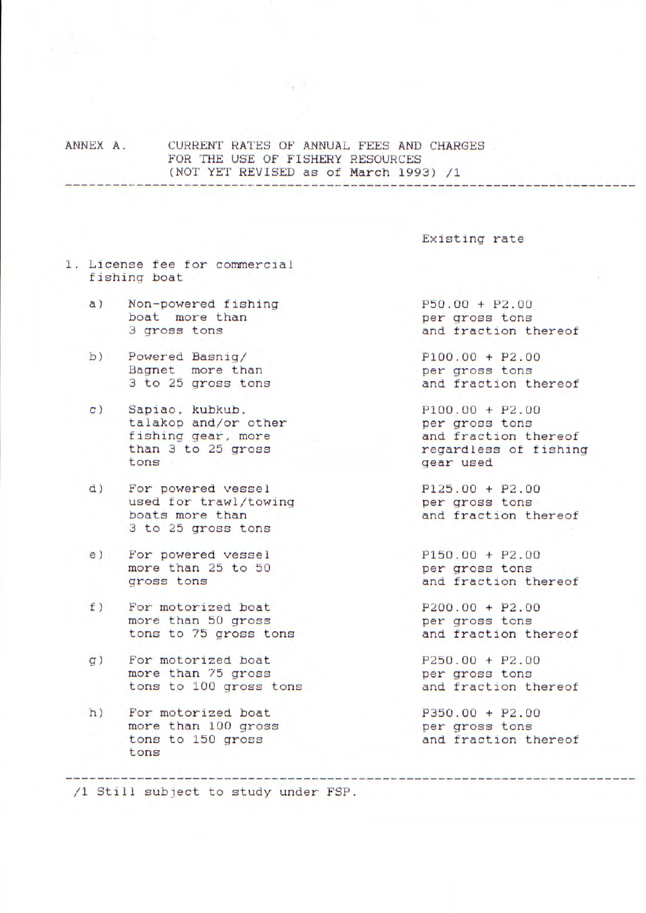ANNEX A. CURRENT RATES OF ANNUAL FEES AND CHARGES FOR THE USE OF FISHERY RESOURCES (NOT YET REVISED as of March 1993) /1

| | Existing rate |
|---|---|
| 1. License fee for commercial fishing boat | |
| a) Non-powered fishing boat more than 3 gross tons | P50.00 + P2.00 per gross tons and fraction thereof |
| b) Powered Basnig/ Bagnet more than 3 to 25 gross tons | P100.00 + P2.00 per gross tons and fraction thereof |
| c) Sapiao, kubkub, talakop and/or other fishing gear, more than 3 to 25 gross tons | P100.00 + P2.00 per gross tons and fraction thereof regardless of fishing gear used |
| d) For powered vessel used for trawl/towing boats more than 3 to 25 gross tons | P125.00 + P2.00 per gross tons and fraction thereof |
| e) For powered vessel more than 25 to 50 gross tons | P150.00 + P2.00 per gross tons and fraction thereof |
| f) For motorized boat more than 50 gross tons to 75 gross tons | P200.00 + P2.00 per gross tons and fraction thereof |
| g) For motorized boat more than 75 gross tons to 100 gross tons | P250.00 + P2.00 per gross tons and fraction thereof |
| h) For motorized boat more than 100 gross tons to 150 gross tons | P350.00 + P2.00 per gross tons and fraction thereof |

/1 Still subject to study under FSP.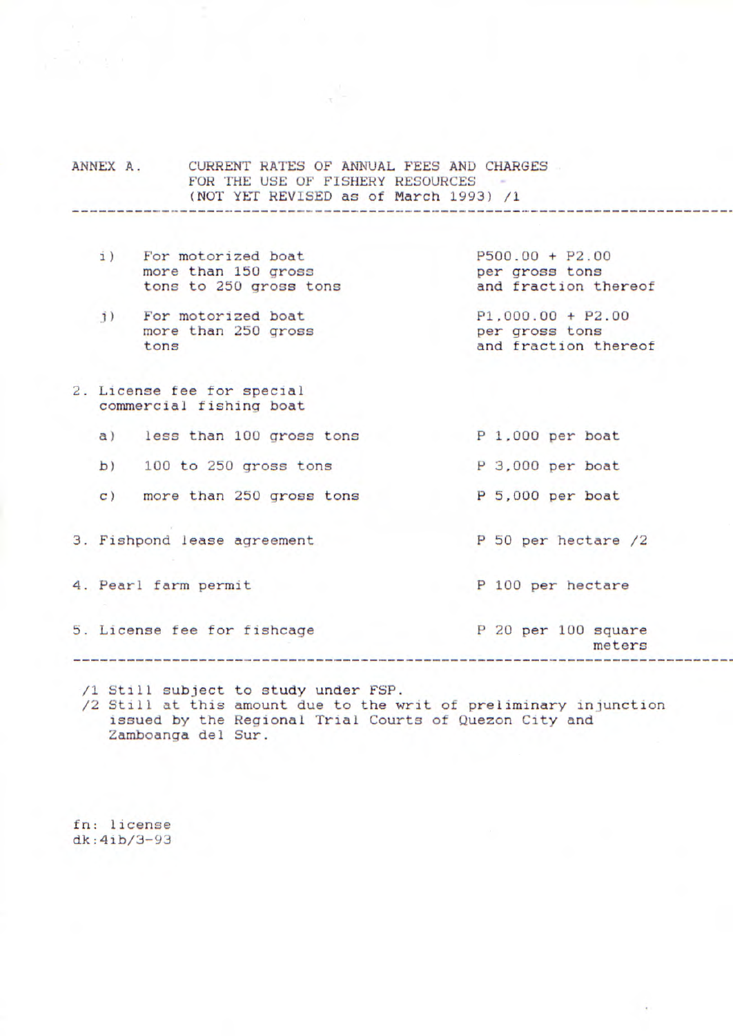ANNEX A. CURRENT RATES OF ANNUAL FEES AND CHARGES FOR THE USE OF FISHERY RESOURCES (NOT YET REVISED as of March 1993) /1

| | |
|---|---|
| i) For motorized boat more than 150 gross tons to 250 gross tons | P500.00 + P2.00 per gross tons and fraction thereof |
| j) For motorized boat more than 250 gross tons | P1,000.00 + P2.00 per gross tons and fraction thereof |
| 2. License fee for special commercial fishing boat | |
| a) less than 100 gross tons | P 1,000 per boat |
| b) 100 to 250 gross tons | P 3,000 per boat |
| c) more than 250 gross tons | P 5,000 per boat |
| 3. Fishpond lease agreement | P 50 per hectare /2 |
| 4. Pearl farm permit | P 100 per hectare |
| 5. License fee for fishcage | P 20 per 100 square meters |

/1 Still subject to study under FSP.

/2 Still at this amount due to the writ of preliminary injunction issued by the Regional Trial Courts of Quezon City and Zamboanga del Sur.

fn: license
dk:4ib/3-93